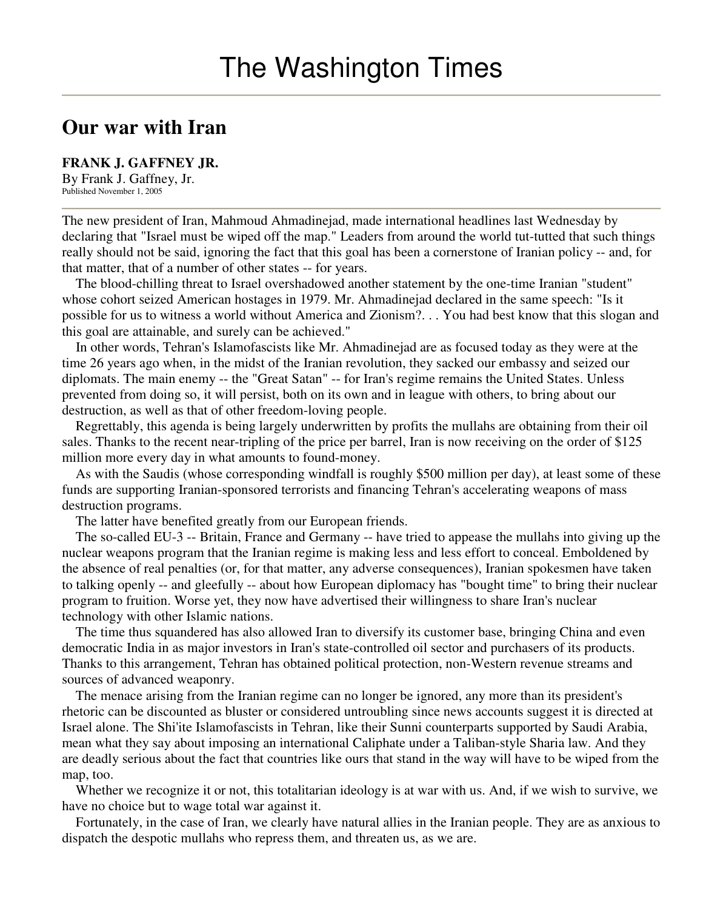# The Washington Times

## Our war with Iran

**FRANK J. GAFFNEY JR.**

By Frank J. Gaffney, Jr.
Published November 1, 2005

The new president of Iran, Mahmoud Ahmadinejad, made international headlines last Wednesday by declaring that "Israel must be wiped off the map." Leaders from around the world tut-tutted that such things really should not be said, ignoring the fact that this goal has been a cornerstone of Iranian policy -- and, for that matter, that of a number of other states -- for years.

The blood-chilling threat to Israel overshadowed another statement by the one-time Iranian "student" whose cohort seized American hostages in 1979. Mr. Ahmadinejad declared in the same speech: "Is it possible for us to witness a world without America and Zionism?. . . You had best know that this slogan and this goal are attainable, and surely can be achieved."

In other words, Tehran's Islamofascists like Mr. Ahmadinejad are as focused today as they were at the time 26 years ago when, in the midst of the Iranian revolution, they sacked our embassy and seized our diplomats. The main enemy -- the "Great Satan" -- for Iran's regime remains the United States. Unless prevented from doing so, it will persist, both on its own and in league with others, to bring about our destruction, as well as that of other freedom-loving people.

Regrettably, this agenda is being largely underwritten by profits the mullahs are obtaining from their oil sales. Thanks to the recent near-tripling of the price per barrel, Iran is now receiving on the order of $125 million more every day in what amounts to found-money.

As with the Saudis (whose corresponding windfall is roughly $500 million per day), at least some of these funds are supporting Iranian-sponsored terrorists and financing Tehran's accelerating weapons of mass destruction programs.

The latter have benefited greatly from our European friends.

The so-called EU-3 -- Britain, France and Germany -- have tried to appease the mullahs into giving up the nuclear weapons program that the Iranian regime is making less and less effort to conceal. Emboldened by the absence of real penalties (or, for that matter, any adverse consequences), Iranian spokesmen have taken to talking openly -- and gleefully -- about how European diplomacy has "bought time" to bring their nuclear program to fruition. Worse yet, they now have advertised their willingness to share Iran's nuclear technology with other Islamic nations.

The time thus squandered has also allowed Iran to diversify its customer base, bringing China and even democratic India in as major investors in Iran's state-controlled oil sector and purchasers of its products. Thanks to this arrangement, Tehran has obtained political protection, non-Western revenue streams and sources of advanced weaponry.

The menace arising from the Iranian regime can no longer be ignored, any more than its president's rhetoric can be discounted as bluster or considered untroubling since news accounts suggest it is directed at Israel alone. The Shi'ite Islamofascists in Tehran, like their Sunni counterparts supported by Saudi Arabia, mean what they say about imposing an international Caliphate under a Taliban-style Sharia law. And they are deadly serious about the fact that countries like ours that stand in the way will have to be wiped from the map, too.

Whether we recognize it or not, this totalitarian ideology is at war with us. And, if we wish to survive, we have no choice but to wage total war against it.

Fortunately, in the case of Iran, we clearly have natural allies in the Iranian people. They are as anxious to dispatch the despotic mullahs who repress them, and threaten us, as we are.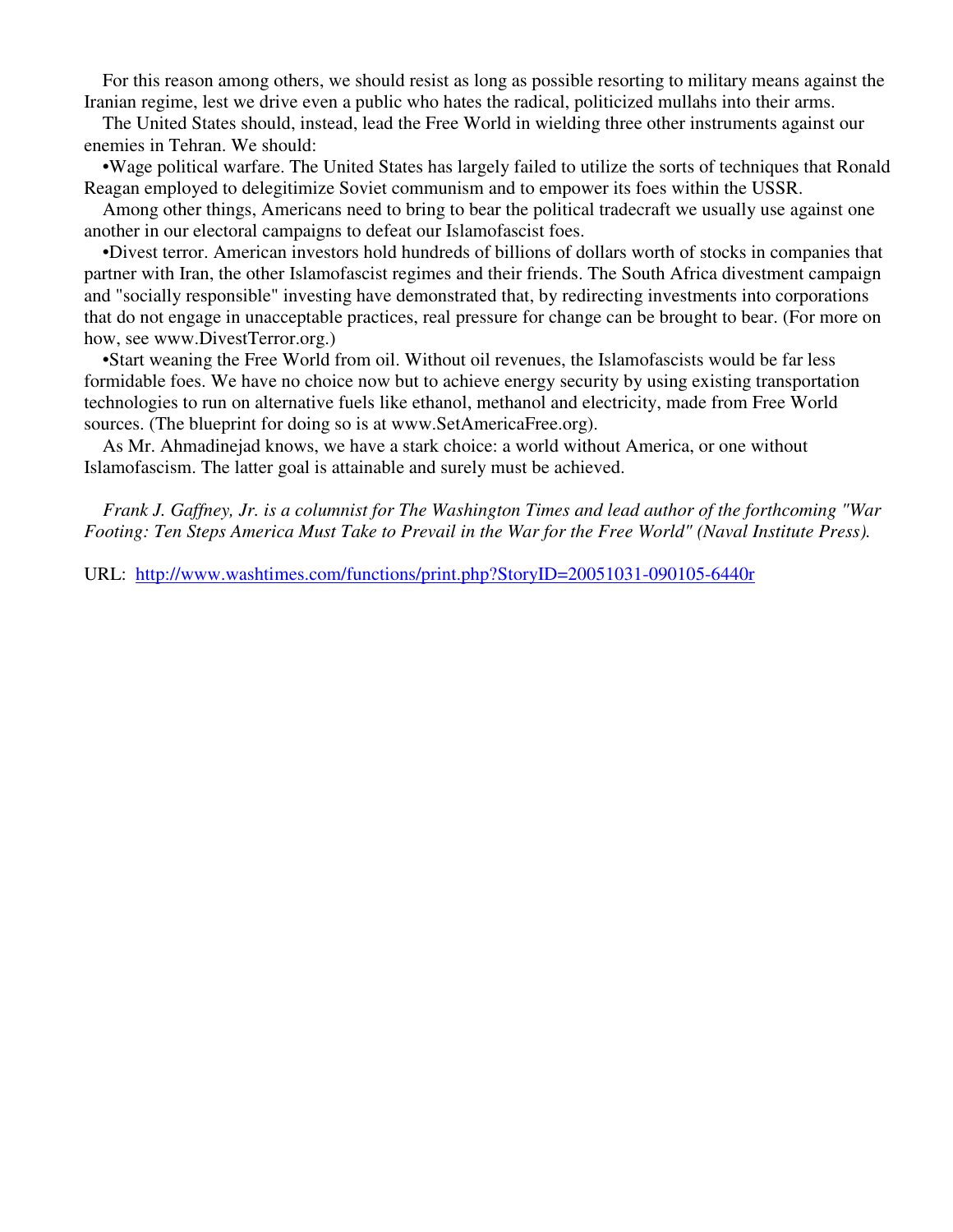For this reason among others, we should resist as long as possible resorting to military means against the Iranian regime, lest we drive even a public who hates the radical, politicized mullahs into their arms.

The United States should, instead, lead the Free World in wielding three other instruments against our enemies in Tehran. We should:

•Wage political warfare. The United States has largely failed to utilize the sorts of techniques that Ronald Reagan employed to delegitimize Soviet communism and to empower its foes within the USSR.

Among other things, Americans need to bring to bear the political tradecraft we usually use against one another in our electoral campaigns to defeat our Islamofascist foes.

•Divest terror. American investors hold hundreds of billions of dollars worth of stocks in companies that partner with Iran, the other Islamofascist regimes and their friends. The South Africa divestment campaign and "socially responsible" investing have demonstrated that, by redirecting investments into corporations that do not engage in unacceptable practices, real pressure for change can be brought to bear. (For more on how, see www.DivestTerror.org.)

•Start weaning the Free World from oil. Without oil revenues, the Islamofascists would be far less formidable foes. We have no choice now but to achieve energy security by using existing transportation technologies to run on alternative fuels like ethanol, methanol and electricity, made from Free World sources. (The blueprint for doing so is at www.SetAmericaFree.org).

As Mr. Ahmadinejad knows, we have a stark choice: a world without America, or one without Islamofascism. The latter goal is attainable and surely must be achieved.

*Frank J. Gaffney, Jr. is a columnist for The Washington Times and lead author of the forthcoming "War Footing: Ten Steps America Must Take to Prevail in the War for the Free World" (Naval Institute Press).*

URL: http://www.washtimes.com/functions/print.php?StoryID=20051031-090105-6440r